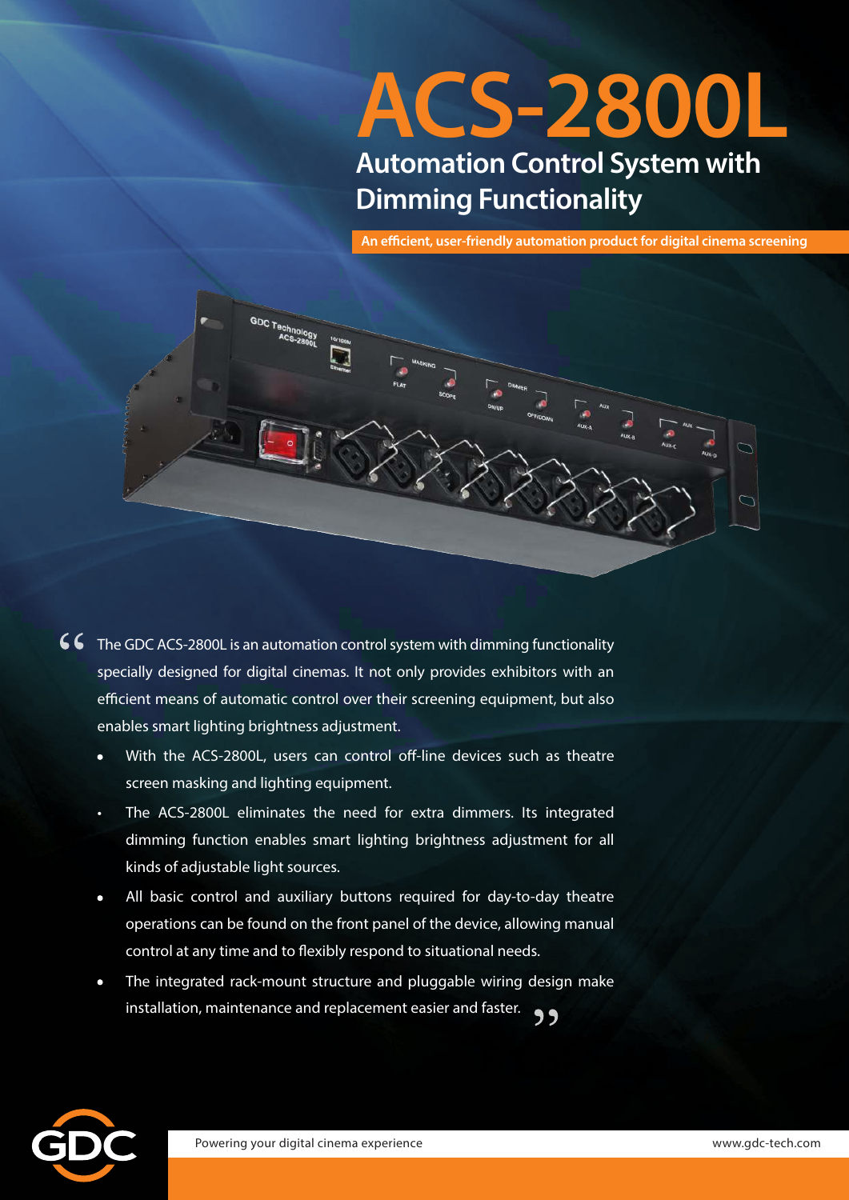# ACS-2800L

## Automation Control System with Dimming Functionality

**An efficient, user-friendly automation product for digital cinema screening**

"The GDC ACS-2800L is an automation control system with dimming functionality specially designed for digital cinemas. It not only provides exhibitors with an efficient means of automatic control over their screening equipment, but also enables smart lighting brightness adjustment.

- With the ACS-2800L, users can control off-line devices such as theatre screen masking and lighting equipment.
- The ACS-2800L eliminates the need for extra dimmers. Its integrated dimming function enables smart lighting brightness adjustment for all kinds of adjustable light sources.
- All basic control and auxiliary buttons required for day-to-day theatre operations can be found on the front panel of the device, allowing manual control at any time and to flexibly respond to situational needs.
- The integrated rack-mount structure and pluggable wiring design make installation, maintenance and replacement easier and faster."

Powering your digital cinema experience

www.gdc-tech.com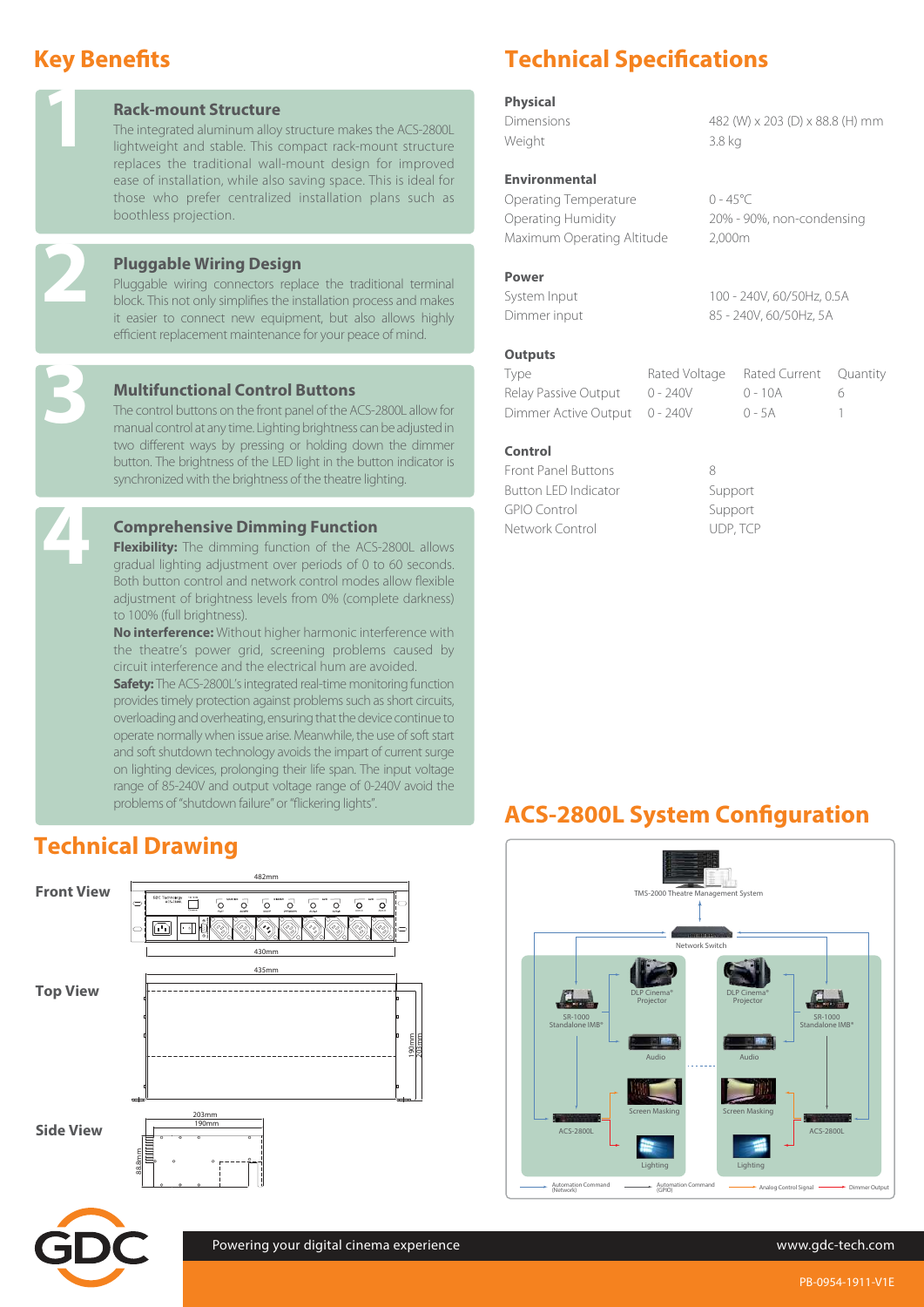## Key Benefits

**1**

### Rack-mount Structure

The integrated aluminum alloy structure makes the ACS-2800L lightweight and stable. This compact rack-mount structure replaces the traditional wall-mount design for improved ease of installation, while also saving space. This is ideal for those who prefer centralized installation plans such as boothless projection.

**2**

### Pluggable Wiring Design

Pluggable wiring connectors replace the traditional terminal block. This not only simplifies the installation process and makes it easier to connect new equipment, but also allows highly efficient replacement maintenance for your peace of mind.

**3**

### Multifunctional Control Buttons

The control buttons on the front panel of the ACS-2800L allow for manual control at any time. Lighting brightness can be adjusted in two different ways by pressing or holding down the dimmer button. The brightness of the LED light in the button indicator is synchronized with the brightness of the theatre lighting.

**4**

### Comprehensive Dimming Function

**Flexibility:** The dimming function of the ACS-2800L allows gradual lighting adjustment over periods of 0 to 60 seconds. Both button control and network control modes allow flexible adjustment of brightness levels from 0% (complete darkness) to 100% (full brightness).

**No interference:** Without higher harmonic interference with the theatre's power grid, screening problems caused by circuit interference and the electrical hum are avoided.

**Safety:** The ACS-2800L's integrated real-time monitoring function provides timely protection against problems such as short circuits, overloading and overheating, ensuring that the device continue to operate normally when issue arise. Meanwhile, the use of soft start and soft shutdown technology avoids the impart of current surge on lighting devices, prolonging their life span. The input voltage range of 85-240V and output voltage range of 0-240V avoid the problems of "shutdown failure" or "flickering lights".

## Technical Drawing

**Front View**

482mm

430mm

**Top View**

435mm

190mm

203mm

**Side View**

203mm

190mm

88.8mm

## Technical Specifications

**Physical**

| | |
|---|---|
| Dimensions | 482 (W) x 203 (D) x 88.8 (H) mm |
| Weight | 3.8 kg |

**Environmental**

| | |
|---|---|
| Operating Temperature | 0 - 45°C |
| Operating Humidity | 20% - 90%, non-condensing |
| Maximum Operating Altitude | 2,000m |

**Power**

| | |
|---|---|
| System Input | 100 - 240V, 60/50Hz, 0.5A |
| Dimmer input | 85 - 240V, 60/50Hz, 5A |

**Outputs**

| Type | Rated Voltage | Rated Current | Quantity |
|---|---|---|---|
| Relay Passive Output | 0 - 240V | 0 - 10A | 6 |
| Dimmer Active Output | 0 - 240V | 0 - 5A | 1 |

**Control**

| | |
|---|---|
| Front Panel Buttons | 8 |
| Button LED Indicator | Support |
| GPIO Control | Support |
| Network Control | UDP, TCP |

## ACS-2800L System Configuration

TMS-2000 Theatre Management System

Network Switch

SR-1000 Standalone IMB®

DLP Cinema® Projector

DLP Cinema® Projector

SR-1000 Standalone IMB®

Audio

Audio

Screen Masking

Screen Masking

ACS-2800L

ACS-2800L

Lighting

Lighting

Automation Command (Network) — Automation Command (GPIO) — Analog Control Signal — Dimmer Output

Powering your digital cinema experience

www.gdc-tech.com

PB-0954-1911-V1E